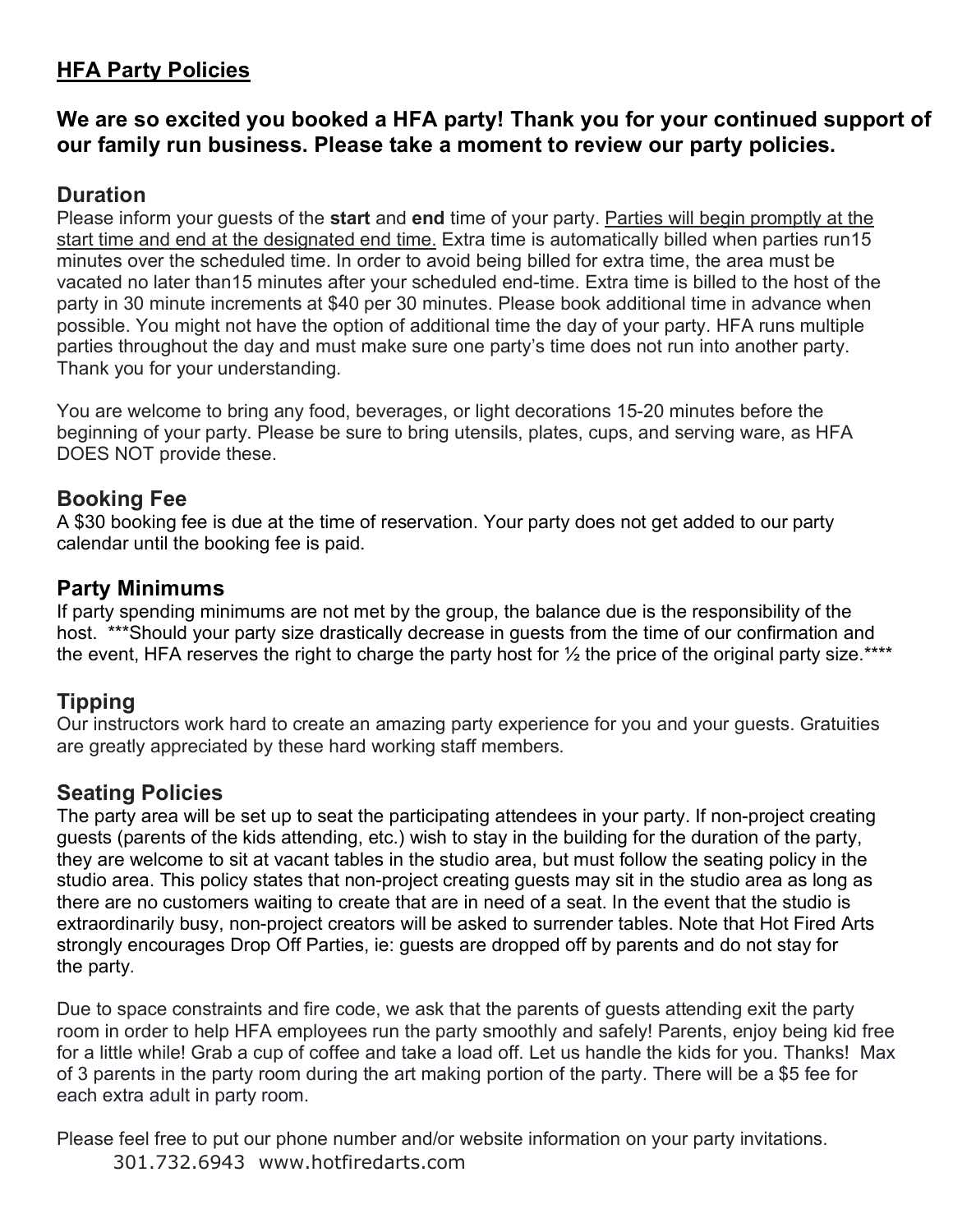## **HFA Party Policies**

### **We are so excited you booked a HFA party! Thank you for your continued support of our family run business. Please take a moment to review our party policies.**

### Duration

Please inform your guests of the **start** and **end** time of your party. <u>Parties will begin promptly at the start time and end at the designated end time.</u> Extra time is automatically billed when parties run15 minutes over the scheduled time. In order to avoid being billed for extra time, the area must be vacated no later than15 minutes after your scheduled end-time. Extra time is billed to the host of the party in 30 minute increments at $40 per 30 minutes. Please book additional time in advance when possible. You might not have the option of additional time the day of your party. HFA runs multiple parties throughout the day and must make sure one party's time does not run into another party. Thank you for your understanding.

You are welcome to bring any food, beverages, or light decorations 15-20 minutes before the beginning of your party. Please be sure to bring utensils, plates, cups, and serving ware, as HFA DOES NOT provide these.

### Booking Fee

A $30 booking fee is due at the time of reservation. Your party does not get added to our party calendar until the booking fee is paid.

### Party Minimums

If party spending minimums are not met by the group, the balance due is the responsibility of the host. ***Should your party size drastically decrease in guests from the time of our confirmation and the event, HFA reserves the right to charge the party host for ½ the price of the original party size.****

### Tipping

Our instructors work hard to create an amazing party experience for you and your guests. Gratuities are greatly appreciated by these hard working staff members.

### Seating Policies

The party area will be set up to seat the participating attendees in your party. If non-project creating guests (parents of the kids attending, etc.) wish to stay in the building for the duration of the party, they are welcome to sit at vacant tables in the studio area, but must follow the seating policy in the studio area. This policy states that non-project creating guests may sit in the studio area as long as there are no customers waiting to create that are in need of a seat. In the event that the studio is extraordinarily busy, non-project creators will be asked to surrender tables. Note that Hot Fired Arts strongly encourages Drop Off Parties, ie: guests are dropped off by parents and do not stay for the party.

Due to space constraints and fire code, we ask that the parents of guests attending exit the party room in order to help HFA employees run the party smoothly and safely! Parents, enjoy being kid free for a little while! Grab a cup of coffee and take a load off. Let us handle the kids for you. Thanks! Max of 3 parents in the party room during the art making portion of the party. There will be a $5 fee for each extra adult in party room.

Please feel free to put our phone number and/or website information on your party invitations.
301.732.6943 www.hotfiredarts.com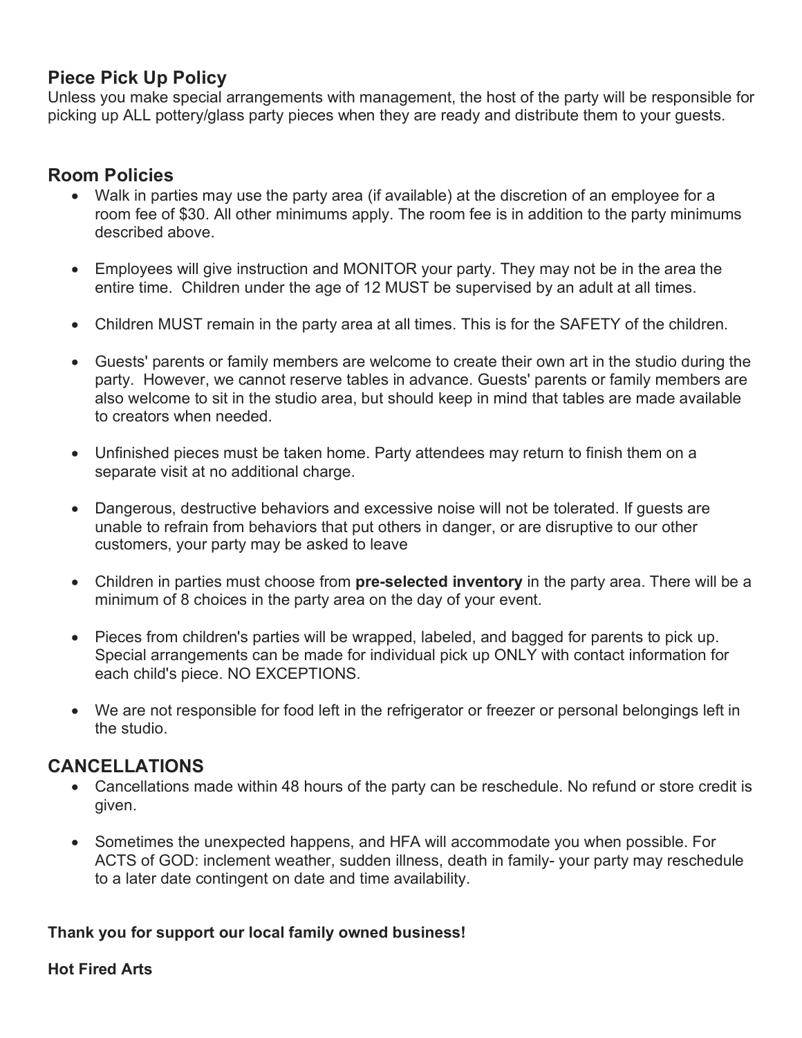## Piece Pick Up Policy

Unless you make special arrangements with management, the host of the party will be responsible for picking up ALL pottery/glass party pieces when they are ready and distribute them to your guests.

## Room Policies

- Walk in parties may use the party area (if available) at the discretion of an employee for a room fee of $30. All other minimums apply. The room fee is in addition to the party minimums described above.
- Employees will give instruction and MONITOR your party. They may not be in the area the entire time. Children under the age of 12 MUST be supervised by an adult at all times.
- Children MUST remain in the party area at all times. This is for the SAFETY of the children.
- Guests' parents or family members are welcome to create their own art in the studio during the party. However, we cannot reserve tables in advance. Guests' parents or family members are also welcome to sit in the studio area, but should keep in mind that tables are made available to creators when needed.
- Unfinished pieces must be taken home. Party attendees may return to finish them on a separate visit at no additional charge.
- Dangerous, destructive behaviors and excessive noise will not be tolerated. If guests are unable to refrain from behaviors that put others in danger, or are disruptive to our other customers, your party may be asked to leave
- Children in parties must choose from **pre-selected inventory** in the party area. There will be a minimum of 8 choices in the party area on the day of your event.
- Pieces from children's parties will be wrapped, labeled, and bagged for parents to pick up. Special arrangements can be made for individual pick up ONLY with contact information for each child's piece. NO EXCEPTIONS.
- We are not responsible for food left in the refrigerator or freezer or personal belongings left in the studio.

## CANCELLATIONS

- Cancellations made within 48 hours of the party can be reschedule. No refund or store credit is given.
- Sometimes the unexpected happens, and HFA will accommodate you when possible. For ACTS of GOD: inclement weather, sudden illness, death in family- your party may reschedule to a later date contingent on date and time availability.

**Thank you for support our local family owned business!**

**Hot Fired Arts**